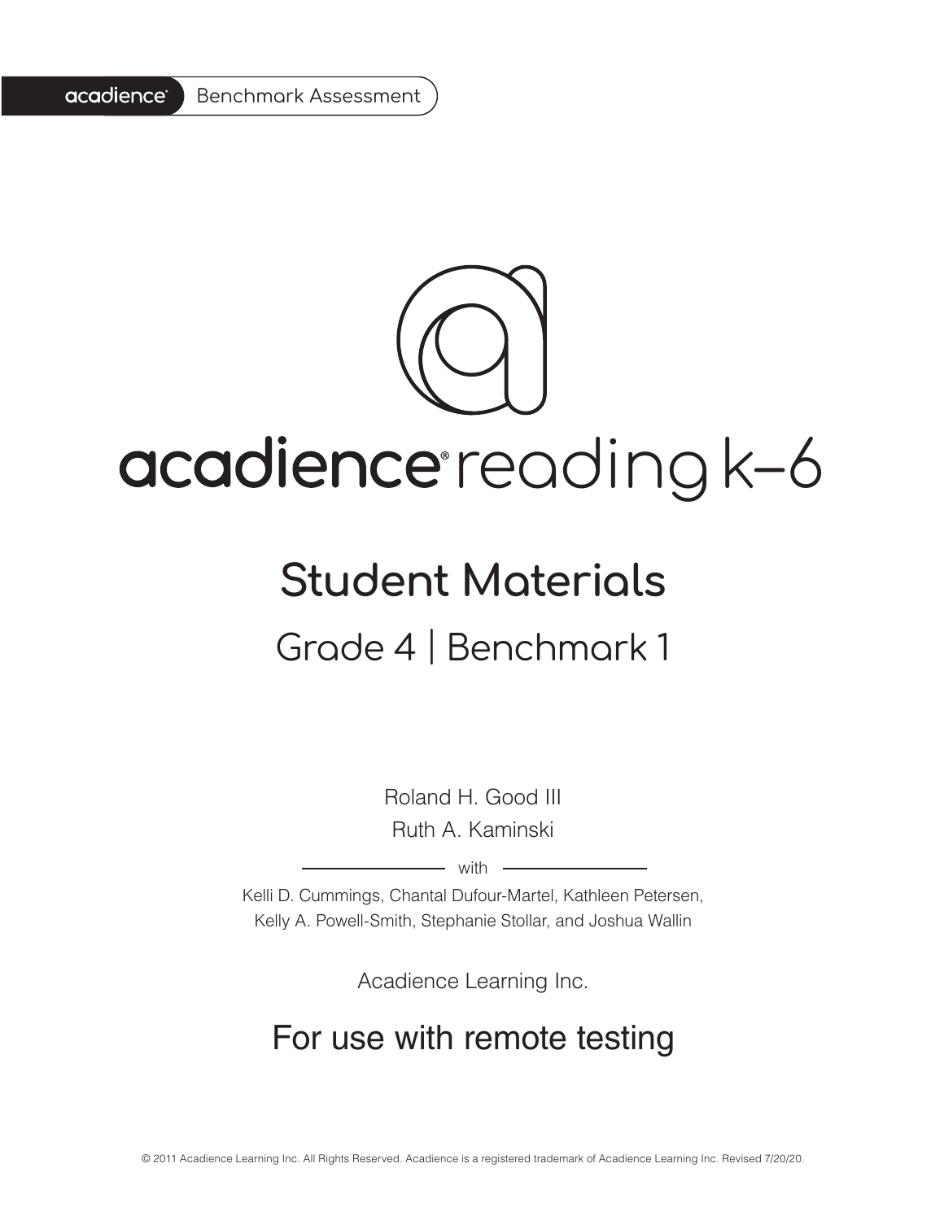acadience® Benchmark Assessment

# acadience® reading k–6

## Student Materials

### Grade 4 | Benchmark 1

Roland H. Good III
Ruth A. Kaminski

with

Kelli D. Cummings, Chantal Dufour-Martel, Kathleen Petersen, Kelly A. Powell-Smith, Stephanie Stollar, and Joshua Wallin

Acadience Learning Inc.

## For use with remote testing

© 2011 Acadience Learning Inc. All Rights Reserved. Acadience is a registered trademark of Acadience Learning Inc. Revised 7/20/20.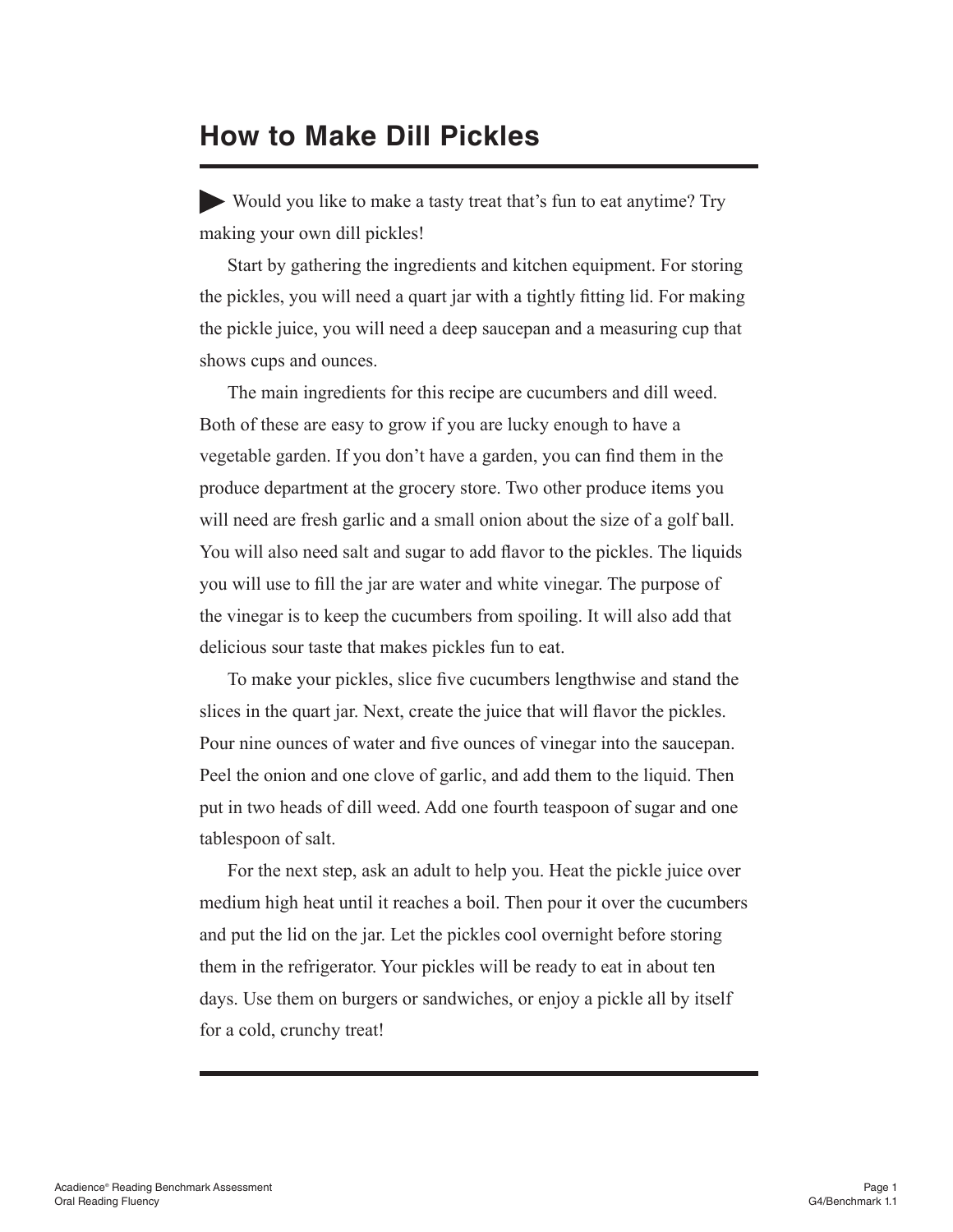# How to Make Dill Pickles

Would you like to make a tasty treat that's fun to eat anytime? Try making your own dill pickles!

Start by gathering the ingredients and kitchen equipment. For storing the pickles, you will need a quart jar with a tightly fitting lid. For making the pickle juice, you will need a deep saucepan and a measuring cup that shows cups and ounces.

The main ingredients for this recipe are cucumbers and dill weed. Both of these are easy to grow if you are lucky enough to have a vegetable garden. If you don't have a garden, you can find them in the produce department at the grocery store. Two other produce items you will need are fresh garlic and a small onion about the size of a golf ball. You will also need salt and sugar to add flavor to the pickles. The liquids you will use to fill the jar are water and white vinegar. The purpose of the vinegar is to keep the cucumbers from spoiling. It will also add that delicious sour taste that makes pickles fun to eat.

To make your pickles, slice five cucumbers lengthwise and stand the slices in the quart jar. Next, create the juice that will flavor the pickles. Pour nine ounces of water and five ounces of vinegar into the saucepan. Peel the onion and one clove of garlic, and add them to the liquid. Then put in two heads of dill weed. Add one fourth teaspoon of sugar and one tablespoon of salt.

For the next step, ask an adult to help you. Heat the pickle juice over medium high heat until it reaches a boil. Then pour it over the cucumbers and put the lid on the jar. Let the pickles cool overnight before storing them in the refrigerator. Your pickles will be ready to eat in about ten days. Use them on burgers or sandwiches, or enjoy a pickle all by itself for a cold, crunchy treat!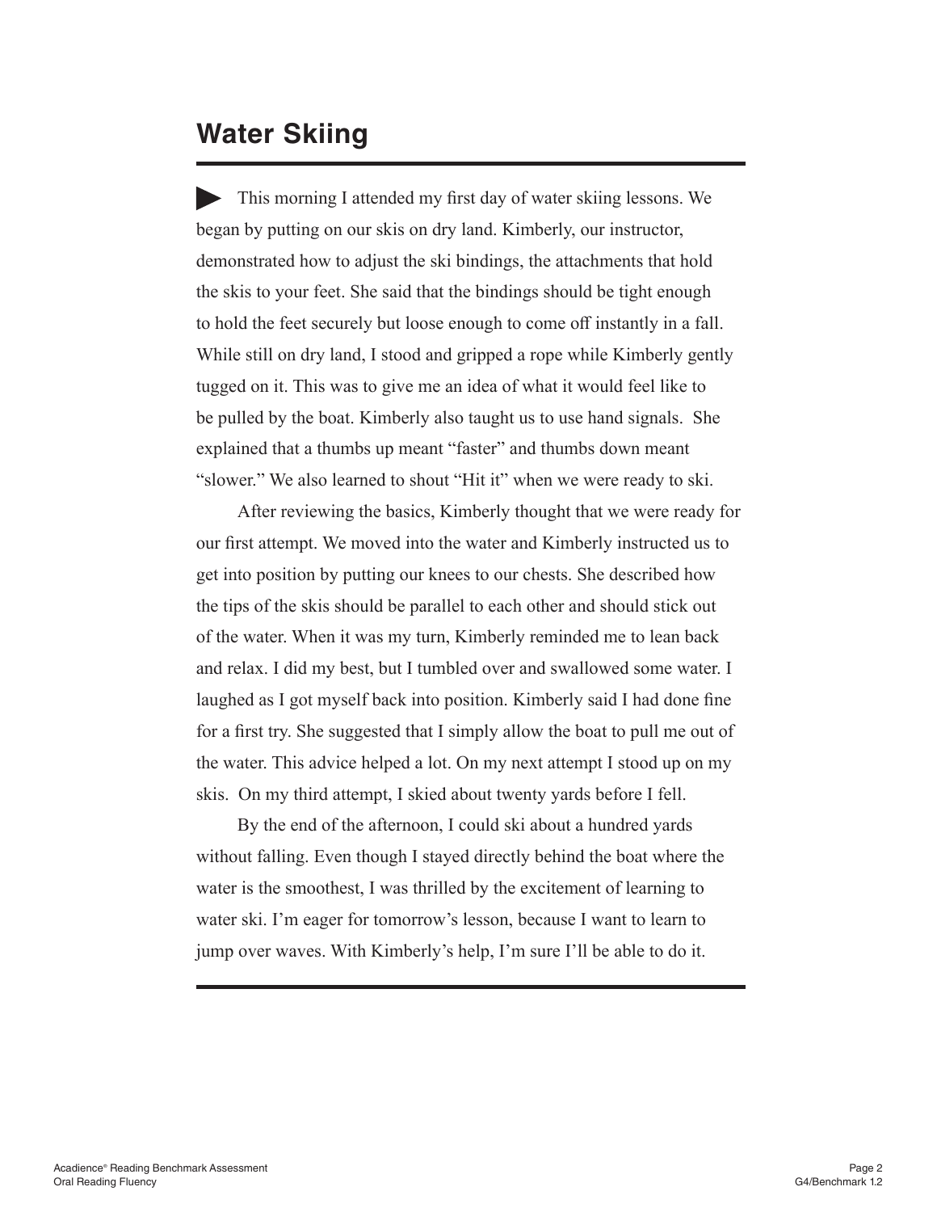# Water Skiing

This morning I attended my first day of water skiing lessons. We began by putting on our skis on dry land. Kimberly, our instructor, demonstrated how to adjust the ski bindings, the attachments that hold the skis to your feet. She said that the bindings should be tight enough to hold the feet securely but loose enough to come off instantly in a fall. While still on dry land, I stood and gripped a rope while Kimberly gently tugged on it. This was to give me an idea of what it would feel like to be pulled by the boat. Kimberly also taught us to use hand signals. She explained that a thumbs up meant "faster" and thumbs down meant "slower." We also learned to shout "Hit it" when we were ready to ski.

After reviewing the basics, Kimberly thought that we were ready for our first attempt. We moved into the water and Kimberly instructed us to get into position by putting our knees to our chests. She described how the tips of the skis should be parallel to each other and should stick out of the water. When it was my turn, Kimberly reminded me to lean back and relax. I did my best, but I tumbled over and swallowed some water. I laughed as I got myself back into position. Kimberly said I had done fine for a first try. She suggested that I simply allow the boat to pull me out of the water. This advice helped a lot. On my next attempt I stood up on my skis. On my third attempt, I skied about twenty yards before I fell.

By the end of the afternoon, I could ski about a hundred yards without falling. Even though I stayed directly behind the boat where the water is the smoothest, I was thrilled by the excitement of learning to water ski. I'm eager for tomorrow's lesson, because I want to learn to jump over waves. With Kimberly's help, I'm sure I'll be able to do it.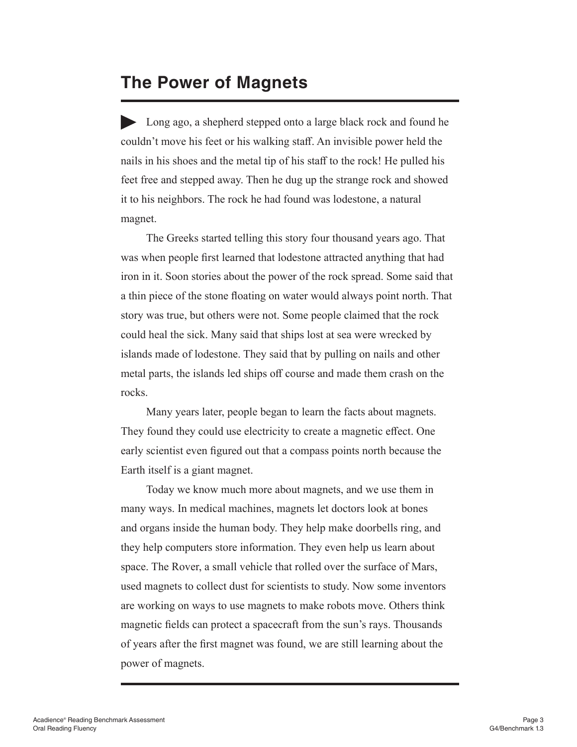# The Power of Magnets

Long ago, a shepherd stepped onto a large black rock and found he couldn't move his feet or his walking staff. An invisible power held the nails in his shoes and the metal tip of his staff to the rock! He pulled his feet free and stepped away. Then he dug up the strange rock and showed it to his neighbors. The rock he had found was lodestone, a natural magnet.

The Greeks started telling this story four thousand years ago. That was when people first learned that lodestone attracted anything that had iron in it. Soon stories about the power of the rock spread. Some said that a thin piece of the stone floating on water would always point north. That story was true, but others were not. Some people claimed that the rock could heal the sick. Many said that ships lost at sea were wrecked by islands made of lodestone. They said that by pulling on nails and other metal parts, the islands led ships off course and made them crash on the rocks.

Many years later, people began to learn the facts about magnets. They found they could use electricity to create a magnetic effect. One early scientist even figured out that a compass points north because the Earth itself is a giant magnet.

Today we know much more about magnets, and we use them in many ways. In medical machines, magnets let doctors look at bones and organs inside the human body. They help make doorbells ring, and they help computers store information. They even help us learn about space. The Rover, a small vehicle that rolled over the surface of Mars, used magnets to collect dust for scientists to study. Now some inventors are working on ways to use magnets to make robots move. Others think magnetic fields can protect a spacecraft from the sun's rays. Thousands of years after the first magnet was found, we are still learning about the power of magnets.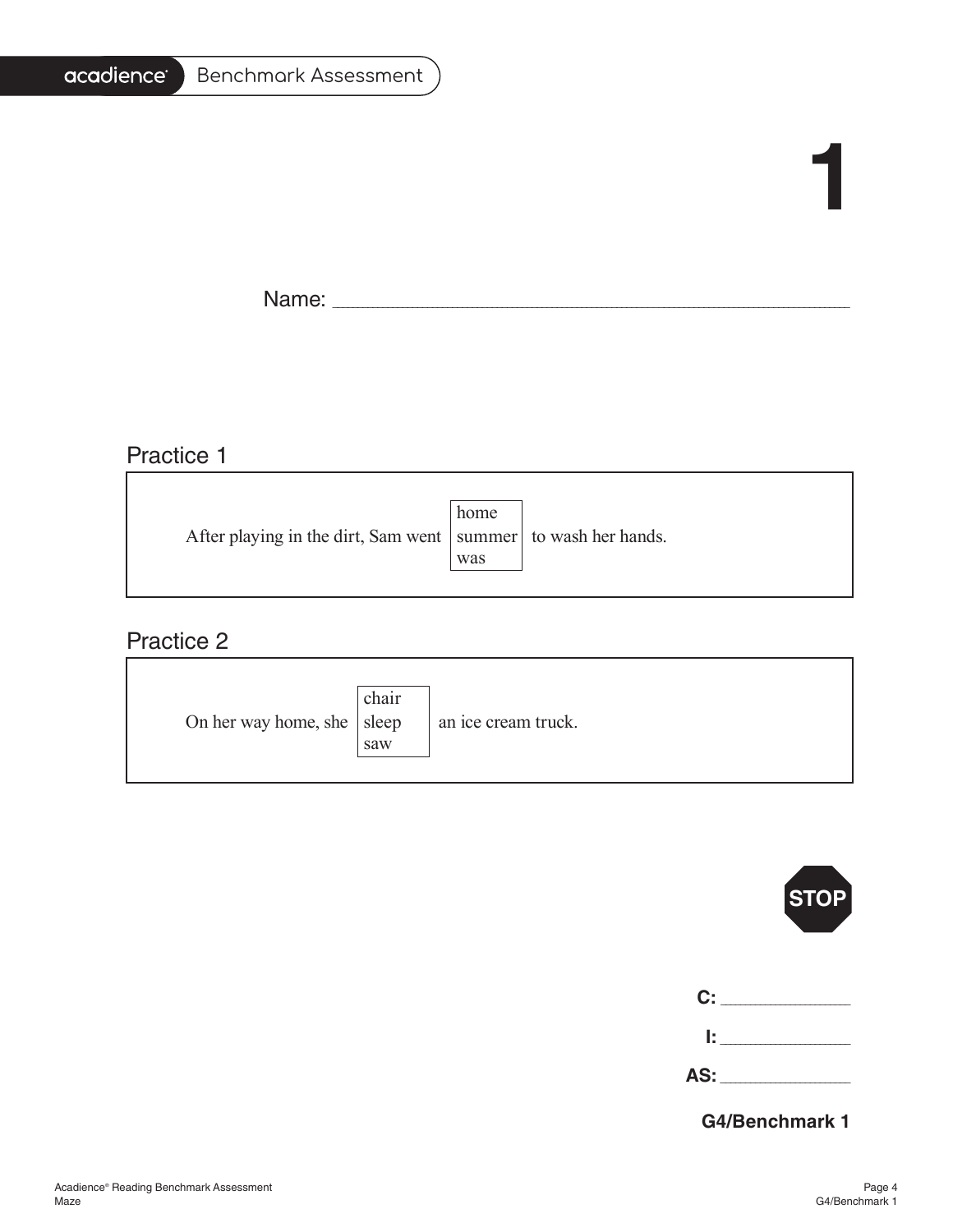# 1

Name: ______________________________________________

## Practice 1

After playing in the dirt, Sam went [home / summer / was] to wash her hands.

## Practice 2

On her way home, she [chair / sleep / saw] an ice cream truck.

STOP

**C:** ____________

**I:** ____________

**AS:** ____________

**G4/Benchmark 1**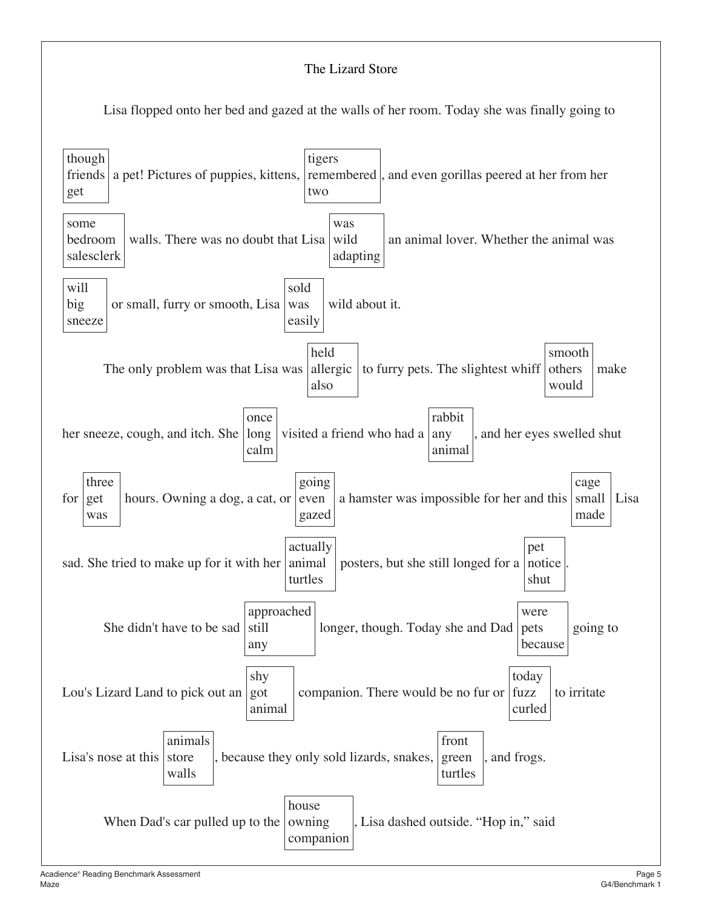# The Lizard Store

Lisa flopped onto her bed and gazed at the walls of her room. Today she was finally going to [though / friends / get] a pet! Pictures of puppies, kittens, [tigers / remembered / two], and even gorillas peered at her from her [some / bedroom / salesclerk] walls. There was no doubt that Lisa [was / wild / adapting] an animal lover. Whether the animal was [will / big / sneeze] or small, furry or smooth, Lisa [sold / was / easily] wild about it.

The only problem was that Lisa was [held / allergic / also] to furry pets. The slightest whiff [smooth / others / would] make her sneeze, cough, and itch. She [once / long / calm] visited a friend who had a [rabbit / any / animal], and her eyes swelled shut for [three / get / was] hours. Owning a dog, a cat, or [going / even / gazed] a hamster was impossible for her and this [cage / small / made] Lisa sad. She tried to make up for it with her [actually / animal / turtles] posters, but she still longed for a [pet / notice / shut].

She didn't have to be sad [approached / still / any] longer, though. Today she and Dad [were / pets / because] going to Lou's Lizard Land to pick out an [shy / got / animal] companion. There would be no fur or [today / fuzz / curled] to irritate Lisa's nose at this [animals / store / walls], because they only sold lizards, snakes, [front / green / turtles], and frogs.

When Dad's car pulled up to the [house / owning / companion], Lisa dashed outside. "Hop in," said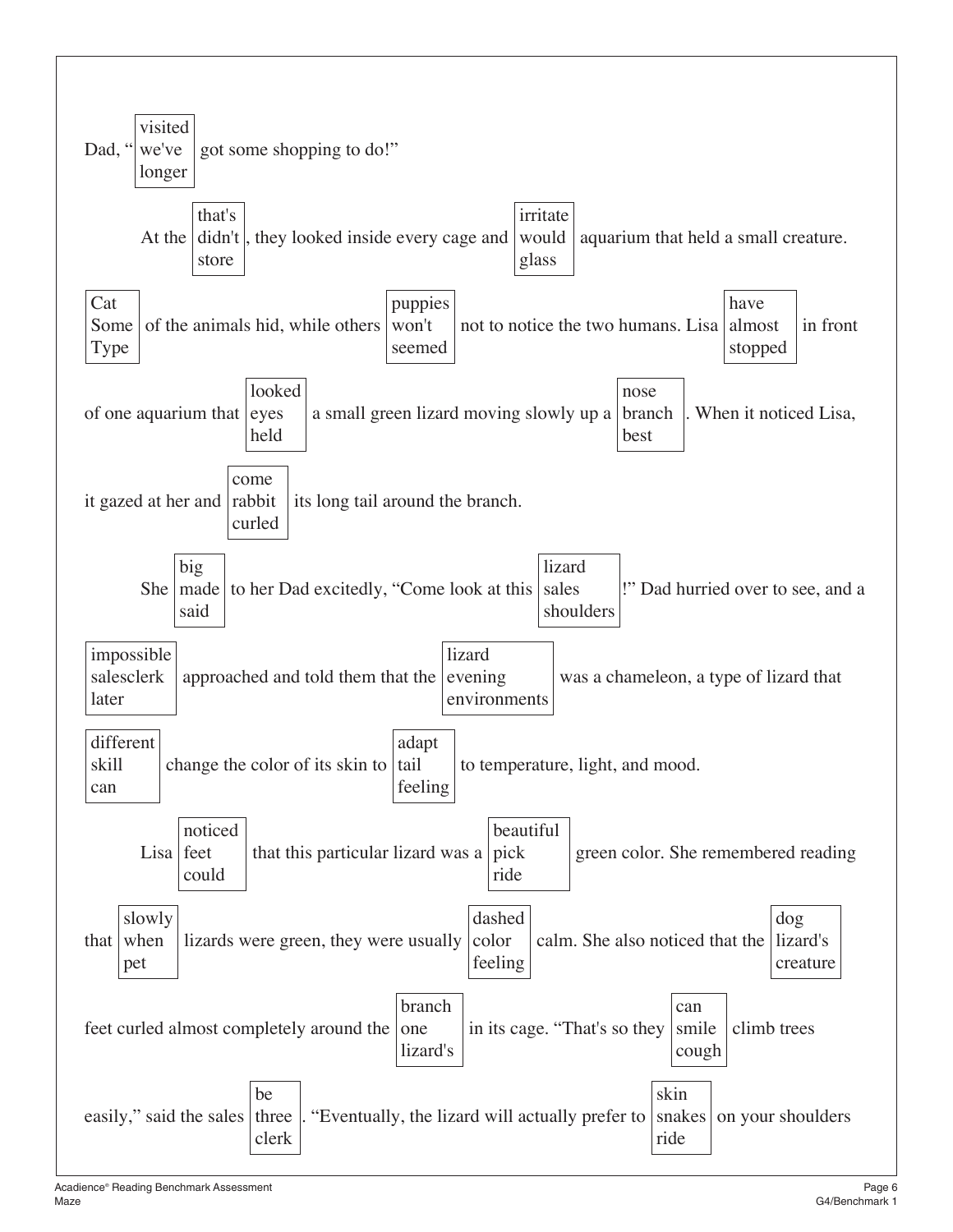Dad, "[visited / we've / longer] got some shopping to do!"

At the [that's / didn't / store], they looked inside every cage and [irritate / would / glass] aquarium that held a small creature. [Cat / Some / Type] of the animals hid, while others [puppies / won't / seemed] not to notice the two humans. Lisa [have / almost / stopped] in front of one aquarium that [looked / eyes / held] a small green lizard moving slowly up a [nose / branch / best]. When it noticed Lisa, it gazed at her and [come / rabbit / curled] its long tail around the branch.

She [big / made / said] to her Dad excitedly, "Come look at this [lizard / sales / shoulders]!" Dad hurried over to see, and a [impossible / salesclerk / later] approached and told them that the [lizard / evening / environments] was a chameleon, a type of lizard that [different / skill / can] change the color of its skin to [adapt / tail / feeling] to temperature, light, and mood.

Lisa [noticed / feet / could] that this particular lizard was a [beautiful / pick / ride] green color. She remembered reading that [slowly / when / pet] lizards were green, they were usually [dashed / color / feeling] calm. She also noticed that the [dog / lizard's / creature] feet curled almost completely around the [branch / one / lizard's] in its cage. "That's so they [can / smile / cough] climb trees easily," said the sales [be / three / clerk]. "Eventually, the lizard will actually prefer to [skin / snakes / ride] on your shoulders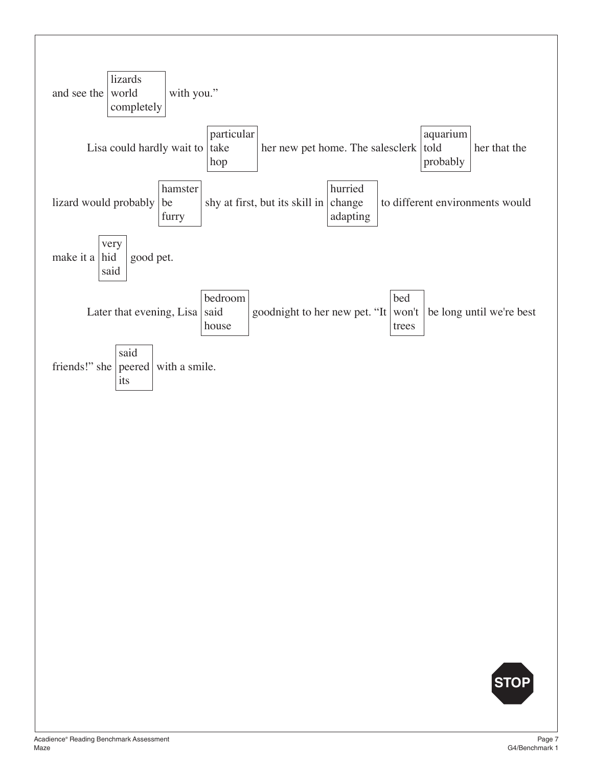and see the [lizards / world / completely] with you."

Lisa could hardly wait to [particular / take / hop] her new pet home. The salesclerk [aquarium / told / probably] her that the lizard would probably [hamster / be / furry] shy at first, but its skill in [hurried / change / adapting] to different environments would make it a [very / hid / said] good pet.

Later that evening, Lisa [bedroom / said / house] goodnight to her new pet. "It [bed / won't / trees] be long until we're best friends!" she [said / peered / its] with a smile.

STOP